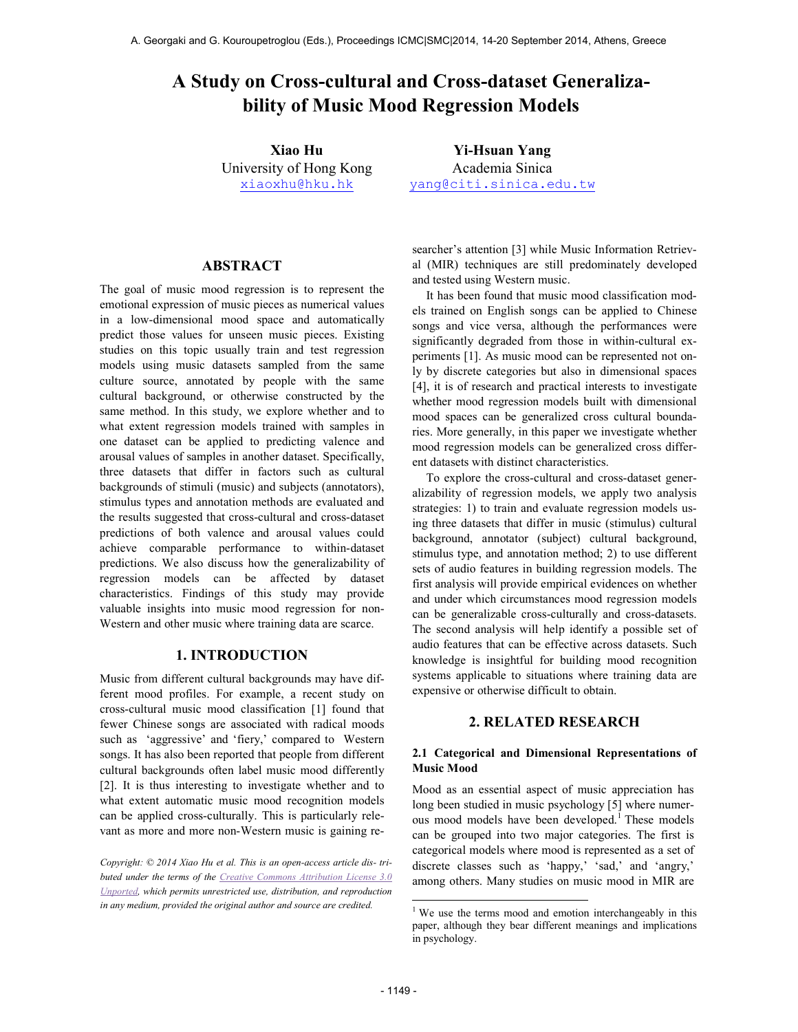# A Study on Cross-cultural and Cross-dataset Generalizability of Music Mood Regression Models

**Xiao Hu**
University of Hong Kong
xiaoxhu@hku.hk

**Yi-Hsuan Yang**
Academia Sinica
yang@citi.sinica.edu.tw

## ABSTRACT

The goal of music mood regression is to represent the emotional expression of music pieces as numerical values in a low-dimensional mood space and automatically predict those values for unseen music pieces. Existing studies on this topic usually train and test regression models using music datasets sampled from the same culture source, annotated by people with the same cultural background, or otherwise constructed by the same method. In this study, we explore whether and to what extent regression models trained with samples in one dataset can be applied to predicting valence and arousal values of samples in another dataset. Specifically, three datasets that differ in factors such as cultural backgrounds of stimuli (music) and subjects (annotators), stimulus types and annotation methods are evaluated and the results suggested that cross-cultural and cross-dataset predictions of both valence and arousal values could achieve comparable performance to within-dataset predictions. We also discuss how the generalizability of regression models can be affected by dataset characteristics. Findings of this study may provide valuable insights into music mood regression for non-Western and other music where training data are scarce.

## 1. INTRODUCTION

Music from different cultural backgrounds may have different mood profiles. For example, a recent study on cross-cultural music mood classification [1] found that fewer Chinese songs are associated with radical moods such as 'aggressive' and 'fiery,' compared to Western songs. It has also been reported that people from different cultural backgrounds often label music mood differently [2]. It is thus interesting to investigate whether and to what extent automatic music mood recognition models can be applied cross-culturally. This is particularly relevant as more and more non-Western music is gaining researcher's attention [3] while Music Information Retrieval (MIR) techniques are still predominately developed and tested using Western music.

It has been found that music mood classification models trained on English songs can be applied to Chinese songs and vice versa, although the performances were significantly degraded from those in within-cultural experiments [1]. As music mood can be represented not only by discrete categories but also in dimensional spaces [4], it is of research and practical interests to investigate whether mood regression models built with dimensional mood spaces can be generalized cross cultural boundaries. More generally, in this paper we investigate whether mood regression models can be generalized cross different datasets with distinct characteristics.

To explore the cross-cultural and cross-dataset generalizability of regression models, we apply two analysis strategies: 1) to train and evaluate regression models using three datasets that differ in music (stimulus) cultural background, annotator (subject) cultural background, stimulus type, and annotation method; 2) to use different sets of audio features in building regression models. The first analysis will provide empirical evidences on whether and under which circumstances mood regression models can be generalizable cross-culturally and cross-datasets. The second analysis will help identify a possible set of audio features that can be effective across datasets. Such knowledge is insightful for building mood recognition systems applicable to situations where training data are expensive or otherwise difficult to obtain.

## 2. RELATED RESEARCH

### 2.1 Categorical and Dimensional Representations of Music Mood

Mood as an essential aspect of music appreciation has long been studied in music psychology [5] where numerous mood models have been developed.[1] These models can be grouped into two major categories. The first is categorical models where mood is represented as a set of discrete classes such as 'happy,' 'sad,' and 'angry,' among others. Many studies on music mood in MIR are

[1] We use the terms mood and emotion interchangeably in this paper, although they bear different meanings and implications in psychology.

*Copyright: © 2014 Xiao Hu et al. This is an open-access article distributed under the terms of the Creative Commons Attribution License 3.0 Unported, which permits unrestricted use, distribution, and reproduction in any medium, provided the original author and source are credited.*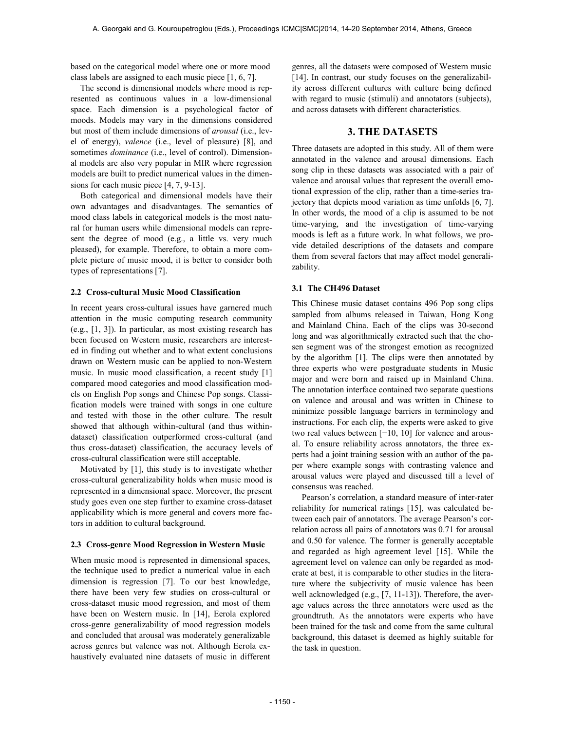based on the categorical model where one or more mood class labels are assigned to each music piece [1, 6, 7].

The second is dimensional models where mood is represented as continuous values in a low-dimensional space. Each dimension is a psychological factor of moods. Models may vary in the dimensions considered but most of them include dimensions of *arousal* (i.e., level of energy), *valence* (i.e., level of pleasure) [8], and sometimes *dominance* (i.e., level of control). Dimensional models are also very popular in MIR where regression models are built to predict numerical values in the dimensions for each music piece [4, 7, 9-13].

Both categorical and dimensional models have their own advantages and disadvantages. The semantics of mood class labels in categorical models is the most natural for human users while dimensional models can represent the degree of mood (e.g., a little vs. very much pleased), for example. Therefore, to obtain a more complete picture of music mood, it is better to consider both types of representations [7].

### 2.2 Cross-cultural Music Mood Classification

In recent years cross-cultural issues have garnered much attention in the music computing research community (e.g., [1, 3]). In particular, as most existing research has been focused on Western music, researchers are interested in finding out whether and to what extent conclusions drawn on Western music can be applied to non-Western music. In music mood classification, a recent study [1] compared mood categories and mood classification models on English Pop songs and Chinese Pop songs. Classification models were trained with songs in one culture and tested with those in the other culture. The result showed that although within-cultural (and thus within-dataset) classification outperformed cross-cultural (and thus cross-dataset) classification, the accuracy levels of cross-cultural classification were still acceptable.

Motivated by [1], this study is to investigate whether cross-cultural generalizability holds when music mood is represented in a dimensional space. Moreover, the present study goes even one step further to examine cross-dataset applicability which is more general and covers more factors in addition to cultural background.

### 2.3 Cross-genre Mood Regression in Western Music

When music mood is represented in dimensional spaces, the technique used to predict a numerical value in each dimension is regression [7]. To our best knowledge, there have been very few studies on cross-cultural or cross-dataset music mood regression, and most of them have been on Western music. In [14], Eerola explored cross-genre generalizability of mood regression models and concluded that arousal was moderately generalizable across genres but valence was not. Although Eerola exhaustively evaluated nine datasets of music in different genres, all the datasets were composed of Western music [14]. In contrast, our study focuses on the generalizability across different cultures with culture being defined with regard to music (stimuli) and annotators (subjects), and across datasets with different characteristics.

## 3. THE DATASETS

Three datasets are adopted in this study. All of them were annotated in the valence and arousal dimensions. Each song clip in these datasets was associated with a pair of valence and arousal values that represent the overall emotional expression of the clip, rather than a time-series trajectory that depicts mood variation as time unfolds [6, 7]. In other words, the mood of a clip is assumed to be not time-varying, and the investigation of time-varying moods is left as a future work. In what follows, we provide detailed descriptions of the datasets and compare them from several factors that may affect model generalizability.

### 3.1 The CH496 Dataset

This Chinese music dataset contains 496 Pop song clips sampled from albums released in Taiwan, Hong Kong and Mainland China. Each of the clips was 30-second long and was algorithmically extracted such that the chosen segment was of the strongest emotion as recognized by the algorithm [1]. The clips were then annotated by three experts who were postgraduate students in Music major and were born and raised up in Mainland China. The annotation interface contained two separate questions on valence and arousal and was written in Chinese to minimize possible language barriers in terminology and instructions. For each clip, the experts were asked to give two real values between $[-10, 10]$ for valence and arousal. To ensure reliability across annotators, the three experts had a joint training session with an author of the paper where example songs with contrasting valence and arousal values were played and discussed till a level of consensus was reached.

Pearson's correlation, a standard measure of inter-rater reliability for numerical ratings [15], was calculated between each pair of annotators. The average Pearson's correlation across all pairs of annotators was 0.71 for arousal and 0.50 for valence. The former is generally acceptable and regarded as high agreement level [15]. While the agreement level on valence can only be regarded as moderate at best, it is comparable to other studies in the literature where the subjectivity of music valence has been well acknowledged (e.g., [7, 11-13]). Therefore, the average values across the three annotators were used as the groundtruth. As the annotators were experts who have been trained for the task and come from the same cultural background, this dataset is deemed as highly suitable for the task in question.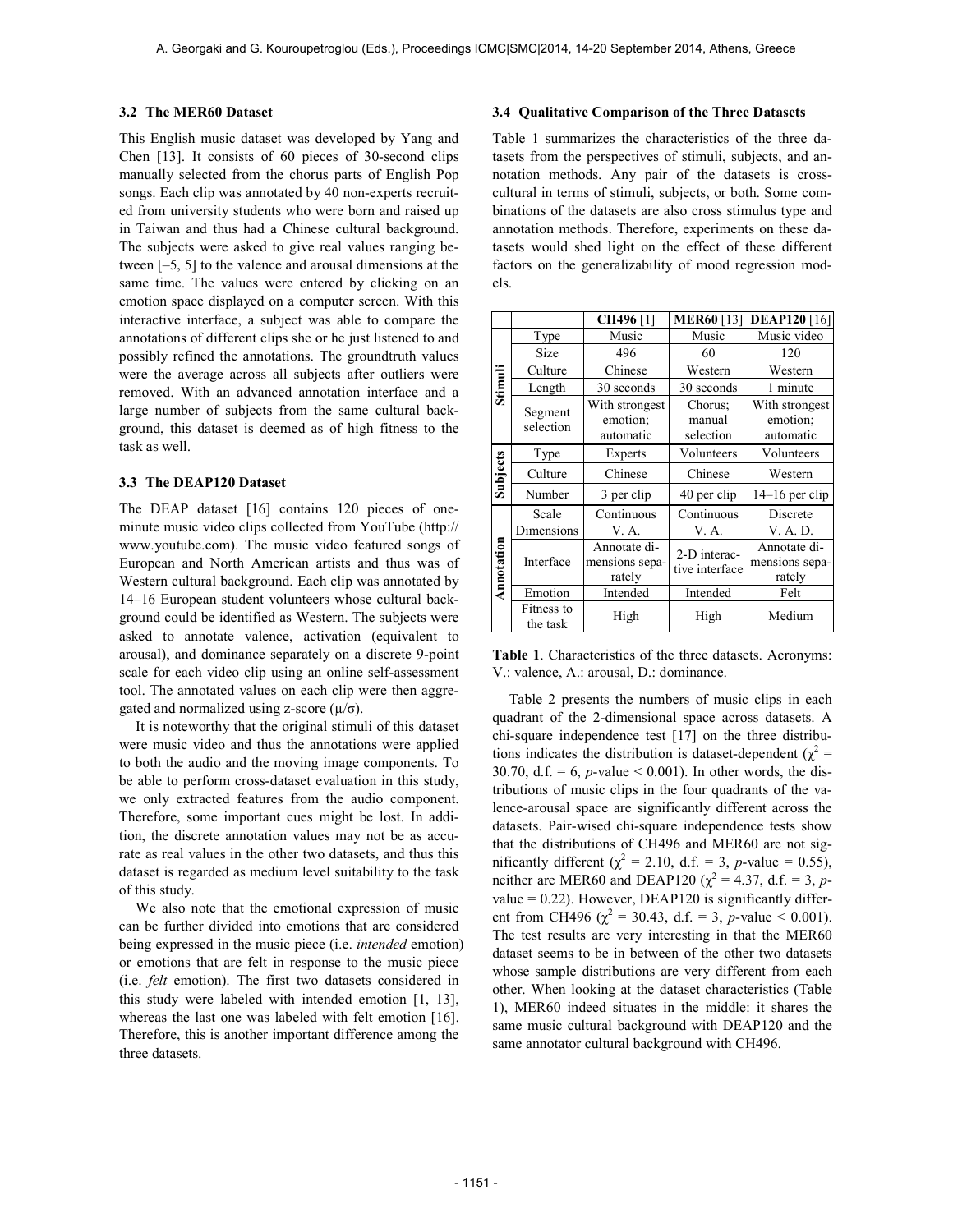### 3.2 The MER60 Dataset

This English music dataset was developed by Yang and Chen [13]. It consists of 60 pieces of 30-second clips manually selected from the chorus parts of English Pop songs. Each clip was annotated by 40 non-experts recruited from university students who were born and raised up in Taiwan and thus had a Chinese cultural background. The subjects were asked to give real values ranging between [–5, 5] to the valence and arousal dimensions at the same time. The values were entered by clicking on an emotion space displayed on a computer screen. With this interactive interface, a subject was able to compare the annotations of different clips she or he just listened to and possibly refined the annotations. The groundtruth values were the average across all subjects after outliers were removed. With an advanced annotation interface and a large number of subjects from the same cultural background, this dataset is deemed as of high fitness to the task as well.

### 3.3 The DEAP120 Dataset

The DEAP dataset [16] contains 120 pieces of one-minute music video clips collected from YouTube (http://www.youtube.com). The music video featured songs of European and North American artists and thus was of Western cultural background. Each clip was annotated by 14–16 European student volunteers whose cultural background could be identified as Western. The subjects were asked to annotate valence, activation (equivalent to arousal), and dominance separately on a discrete 9-point scale for each video clip using an online self-assessment tool. The annotated values on each clip were then aggregated and normalized using z-score ($\mu/\sigma$).

It is noteworthy that the original stimuli of this dataset were music video and thus the annotations were applied to both the audio and the moving image components. To be able to perform cross-dataset evaluation in this study, we only extracted features from the audio component. Therefore, some important cues might be lost. In addition, the discrete annotation values may not be as accurate as real values in the other two datasets, and thus this dataset is regarded as medium level suitability to the task of this study.

We also note that the emotional expression of music can be further divided into emotions that are considered being expressed in the music piece (i.e. *intended* emotion) or emotions that are felt in response to the music piece (i.e. *felt* emotion). The first two datasets considered in this study were labeled with intended emotion [1, 13], whereas the last one was labeled with felt emotion [16]. Therefore, this is another important difference among the three datasets.

### 3.4 Qualitative Comparison of the Three Datasets

Table 1 summarizes the characteristics of the three datasets from the perspectives of stimuli, subjects, and annotation methods. Any pair of the datasets is cross-cultural in terms of stimuli, subjects, or both. Some combinations of the datasets are also cross stimulus type and annotation methods. Therefore, experiments on these datasets would shed light on the effect of these different factors on the generalizability of mood regression models.

| | | **CH496** [1] | **MER60** [13] | **DEAP120** [16] |
|---|---|---|---|---|
| **Stimuli** | Type | Music | Music | Music video |
| | Size | 496 | 60 | 120 |
| | Culture | Chinese | Western | Western |
| | Length | 30 seconds | 30 seconds | 1 minute |
| | Segment selection | With strongest emotion; automatic | Chorus; manual selection | With strongest emotion; automatic |
| **Subjects** | Type | Experts | Volunteers | Volunteers |
| | Culture | Chinese | Chinese | Western |
| | Number | 3 per clip | 40 per clip | 14–16 per clip |
| **Annotation** | Scale | Continuous | Continuous | Discrete |
| | Dimensions | V. A. | V. A. | V. A. D. |
| | Interface | Annotate dimensions separately | 2-D interactive interface | Annotate dimensions separately |
| | Emotion | Intended | Intended | Felt |
| | Fitness to the task | High | High | Medium |

**Table 1**. Characteristics of the three datasets. Acronyms: V.: valence, A.: arousal, D.: dominance.

Table 2 presents the numbers of music clips in each quadrant of the 2-dimensional space across datasets. A chi-square independence test [17] on the three distributions indicates the distribution is dataset-dependent ($\chi^2 = 30.70$, d.f. = 6, *p*-value < 0.001). In other words, the distributions of music clips in the four quadrants of the valence-arousal space are significantly different across the datasets. Pair-wised chi-square independence tests show that the distributions of CH496 and MER60 are not significantly different ($\chi^2 = 2.10$, d.f. = 3, *p*-value = 0.55), neither are MER60 and DEAP120 ($\chi^2 = 4.37$, d.f. = 3, *p*-value = 0.22). However, DEAP120 is significantly different from CH496 ($\chi^2 = 30.43$, d.f. = 3, *p*-value < 0.001). The test results are very interesting in that the MER60 dataset seems to be in between of the other two datasets whose sample distributions are very different from each other. When looking at the dataset characteristics (Table 1), MER60 indeed situates in the middle: it shares the same music cultural background with DEAP120 and the same annotator cultural background with CH496.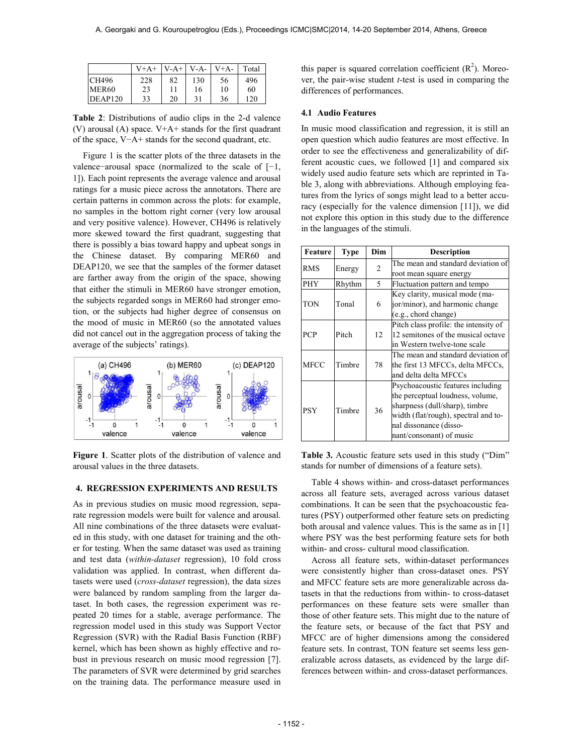|  | V+A+ | V-A+ | V-A- | V+A- | Total |
|---|---|---|---|---|---|
| CH496 | 228 | 82 | 130 | 56 | 496 |
| MER60 | 23 | 11 | 16 | 10 | 60 |
| DEAP120 | 33 | 20 | 31 | 36 | 120 |

**Table 2**: Distributions of audio clips in the 2-d valence (V) arousal (A) space. V+A+ stands for the first quadrant of the space, V−A+ stands for the second quadrant, etc.

Figure 1 is the scatter plots of the three datasets in the valence−arousal space (normalized to the scale of [−1, 1]). Each point represents the average valence and arousal ratings for a music piece across the annotators. There are certain patterns in common across the plots: for example, no samples in the bottom right corner (very low arousal and very positive valence). However, CH496 is relatively more skewed toward the first quadrant, suggesting that there is possibly a bias toward happy and upbeat songs in the Chinese dataset. By comparing MER60 and DEAP120, we see that the samples of the former dataset are farther away from the origin of the space, showing that either the stimuli in MER60 have stronger emotion, the subjects regarded songs in MER60 had stronger emotion, or the subjects had higher degree of consensus on the mood of music in MER60 (so the annotated values did not cancel out in the aggregation process of taking the average of the subjects' ratings).

**Figure 1**. Scatter plots of the distribution of valence and arousal values in the three datasets.

## 4. REGRESSION EXPERIMENTS AND RESULTS

As in previous studies on music mood regression, separate regression models were built for valence and arousal. All nine combinations of the three datasets were evaluated in this study, with one dataset for training and the other for testing. When the same dataset was used as training and test data (*within-dataset* regression), 10 fold cross validation was applied. In contrast, when different datasets were used (*cross-dataset* regression), the data sizes were balanced by random sampling from the larger dataset. In both cases, the regression experiment was repeated 20 times for a stable, average performance. The regression model used in this study was Support Vector Regression (SVR) with the Radial Basis Function (RBF) kernel, which has been shown as highly effective and robust in previous research on music mood regression [7]. The parameters of SVR were determined by grid searches on the training data. The performance measure used in this paper is squared correlation coefficient ($R^2$). Moreover, the pair-wise student *t*-test is used in comparing the differences of performances.

### 4.1 Audio Features

In music mood classification and regression, it is still an open question which audio features are most effective. In order to see the effectiveness and generalizability of different acoustic cues, we followed [1] and compared six widely used audio feature sets which are reprinted in Table 3, along with abbreviations. Although employing features from the lyrics of songs might lead to a better accuracy (especially for the valence dimension [11]), we did not explore this option in this study due to the difference in the languages of the stimuli.

| Feature | Type | Dim | Description |
|---|---|---|---|
| RMS | Energy | 2 | The mean and standard deviation of root mean square energy |
| PHY | Rhythm | 5 | Fluctuation pattern and tempo |
| TON | Tonal | 6 | Key clarity, musical mode (major/minor), and harmonic change (e.g., chord change) |
| PCP | Pitch | 12 | Pitch class profile: the intensity of 12 semitones of the musical octave in Western twelve-tone scale |
| MFCC | Timbre | 78 | The mean and standard deviation of the first 13 MFCCs, delta MFCCs, and delta delta MFCCs |
| PSY | Timbre | 36 | Psychoacoustic features including the perceptual loudness, volume, sharpness (dull/sharp), timbre width (flat/rough), spectral and tonal dissonance (dissonant/consonant) of music |

**Table 3.** Acoustic feature sets used in this study ("Dim" stands for number of dimensions of a feature sets).

Table 4 shows within- and cross-dataset performances across all feature sets, averaged across various dataset combinations. It can be seen that the psychoacoustic features (PSY) outperformed other feature sets on predicting both arousal and valence values. This is the same as in [1] where PSY was the best performing feature sets for both within- and cross- cultural mood classification.

Across all feature sets, within-dataset performances were consistently higher than cross-dataset ones. PSY and MFCC feature sets are more generalizable across datasets in that the reductions from within- to cross-dataset performances on these feature sets were smaller than those of other feature sets. This might due to the nature of the feature sets, or because of the fact that PSY and MFCC are of higher dimensions among the considered feature sets. In contrast, TON feature set seems less generalizable across datasets, as evidenced by the large differences between within- and cross-dataset performances.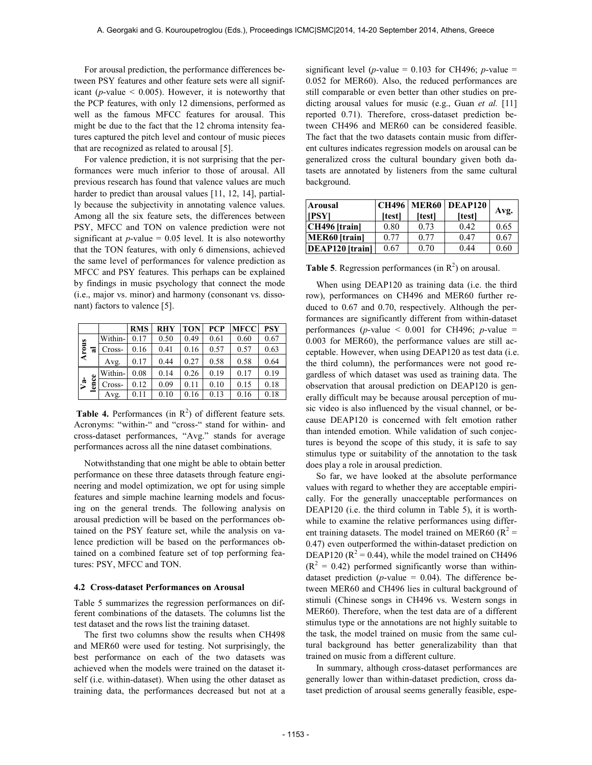For arousal prediction, the performance differences between PSY features and other feature sets were all significant (*p*-value < 0.005). However, it is noteworthy that the PCP features, with only 12 dimensions, performed as well as the famous MFCC features for arousal. This might be due to the fact that the 12 chroma intensity features captured the pitch level and contour of music pieces that are recognized as related to arousal [5].

For valence prediction, it is not surprising that the performances were much inferior to those of arousal. All previous research has found that valence values are much harder to predict than arousal values [11, 12, 14], partially because the subjectivity in annotating valence values. Among all the six feature sets, the differences between PSY, MFCC and TON on valence prediction were not significant at *p*-value = 0.05 level. It is also noteworthy that the TON features, with only 6 dimensions, achieved the same level of performances for valence prediction as MFCC and PSY features. This perhaps can be explained by findings in music psychology that connect the mode (i.e., major vs. minor) and harmony (consonant vs. dissonant) factors to valence [5].

| | | RMS | RHY | TON | PCP | MFCC | PSY |
|---|---|---|---|---|---|---|---|
| Arousal | Within- | 0.17 | 0.50 | 0.49 | 0.61 | 0.60 | 0.67 |
| | Cross- | 0.16 | 0.41 | 0.16 | 0.57 | 0.57 | 0.63 |
| | Avg. | 0.17 | 0.44 | 0.27 | 0.58 | 0.58 | 0.64 |
| Valence | Within- | 0.08 | 0.14 | 0.26 | 0.19 | 0.17 | 0.19 |
| | Cross- | 0.12 | 0.09 | 0.11 | 0.10 | 0.15 | 0.18 |
| | Avg. | 0.11 | 0.10 | 0.16 | 0.13 | 0.16 | 0.18 |

**Table 4.** Performances (in $R^2$) of different feature sets. Acronyms: "within-" and "cross-" stand for within- and cross-dataset performances, "Avg." stands for average performances across all the nine dataset combinations.

Notwithstanding that one might be able to obtain better performance on these three datasets through feature engineering and model optimization, we opt for using simple features and simple machine learning models and focusing on the general trends. The following analysis on arousal prediction will be based on the performances obtained on the PSY feature set, while the analysis on valence prediction will be based on the performances obtained on a combined feature set of top performing features: PSY, MFCC and TON.

### 4.2 Cross-dataset Performances on Arousal

Table 5 summarizes the regression performances on different combinations of the datasets. The columns list the test dataset and the rows list the training dataset.

The first two columns show the results when CH498 and MER60 were used for testing. Not surprisingly, the best performance on each of the two datasets was achieved when the models were trained on the dataset itself (i.e. within-dataset). When using the other dataset as training data, the performances decreased but not at a significant level (*p*-value = 0.103 for CH496; *p*-value = 0.052 for MER60). Also, the reduced performances are still comparable or even better than other studies on predicting arousal values for music (e.g., Guan *et al.* [11] reported 0.71). Therefore, cross-dataset prediction between CH496 and MER60 can be considered feasible. The fact that the two datasets contain music from different cultures indicates regression models on arousal can be generalized cross the cultural boundary given both datasets are annotated by listeners from the same cultural background.

| Arousal [PSY] | CH496 [test] | MER60 [test] | DEAP120 [test] | Avg. |
|---|---|---|---|---|
| CH496 [train] | 0.80 | 0.73 | 0.42 | 0.65 |
| MER60 [train] | 0.77 | 0.77 | 0.47 | 0.67 |
| DEAP120 [train] | 0.67 | 0.70 | 0.44 | 0.60 |

**Table 5**. Regression performances (in $R^2$) on arousal.

When using DEAP120 as training data (i.e. the third row), performances on CH496 and MER60 further reduced to 0.67 and 0.70, respectively. Although the performances are significantly different from within-dataset performances (*p*-value < 0.001 for CH496; *p*-value = 0.003 for MER60), the performance values are still acceptable. However, when using DEAP120 as test data (i.e. the third column), the performances were not good regardless of which dataset was used as training data. The observation that arousal prediction on DEAP120 is generally difficult may be because arousal perception of music video is also influenced by the visual channel, or because DEAP120 is concerned with felt emotion rather than intended emotion. While validation of such conjectures is beyond the scope of this study, it is safe to say stimulus type or suitability of the annotation to the task does play a role in arousal prediction.

So far, we have looked at the absolute performance values with regard to whether they are acceptable empirically. For the generally unacceptable performances on DEAP120 (i.e. the third column in Table 5), it is worthwhile to examine the relative performances using different training datasets. The model trained on MER60 ($R^2$ = 0.47) even outperformed the within-dataset prediction on DEAP120 ($R^2$ = 0.44), while the model trained on CH496 ($R^2$ = 0.42) performed significantly worse than within-dataset prediction (*p*-value = 0.04). The difference between MER60 and CH496 lies in cultural background of stimuli (Chinese songs in CH496 vs. Western songs in MER60). Therefore, when the test data are of a different stimulus type or the annotations are not highly suitable to the task, the model trained on music from the same cultural background has better generalizability than that trained on music from a different culture.

In summary, although cross-dataset performances are generally lower than within-dataset prediction, cross dataset prediction of arousal seems generally feasible, espe-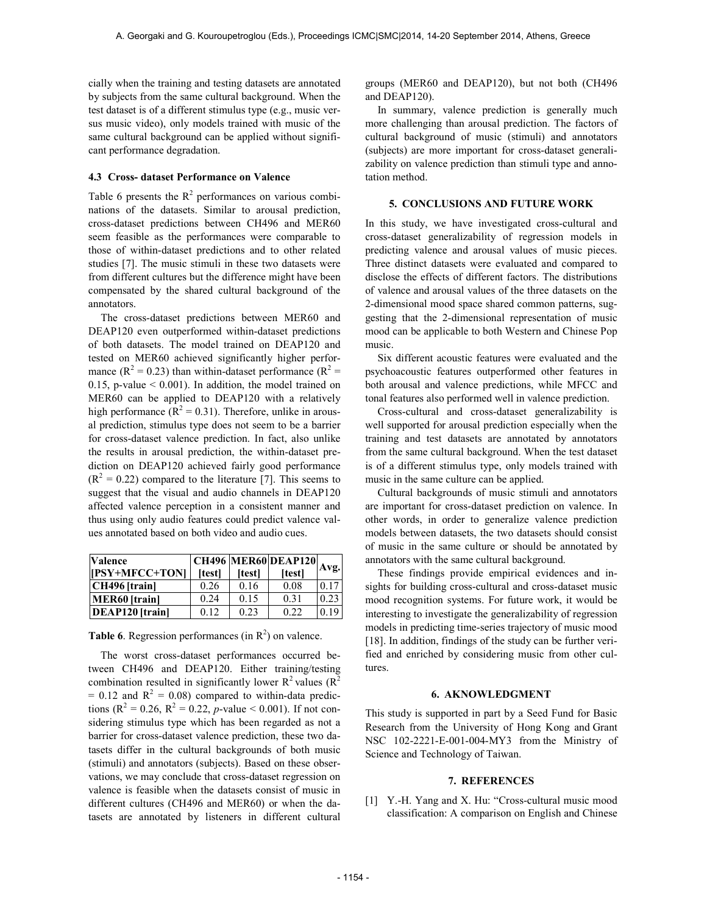cially when the training and testing datasets are annotated by subjects from the same cultural background. When the test dataset is of a different stimulus type (e.g., music versus music video), only models trained with music of the same cultural background can be applied without significant performance degradation.

### 4.3 Cross- dataset Performance on Valence

Table 6 presents the $R^2$ performances on various combinations of the datasets. Similar to arousal prediction, cross-dataset predictions between CH496 and MER60 seem feasible as the performances were comparable to those of within-dataset predictions and to other related studies [7]. The music stimuli in these two datasets were from different cultures but the difference might have been compensated by the shared cultural background of the annotators.

The cross-dataset predictions between MER60 and DEAP120 even outperformed within-dataset predictions of both datasets. The model trained on DEAP120 and tested on MER60 achieved significantly higher performance ($R^2 = 0.23$) than within-dataset performance ($R^2 = 0.15$, p-value $< 0.001$). In addition, the model trained on MER60 can be applied to DEAP120 with a relatively high performance ($R^2 = 0.31$). Therefore, unlike in arousal prediction, stimulus type does not seem to be a barrier for cross-dataset valence prediction. In fact, also unlike the results in arousal prediction, the within-dataset prediction on DEAP120 achieved fairly good performance ($R^2 = 0.22$) compared to the literature [7]. This seems to suggest that the visual and audio channels in DEAP120 affected valence perception in a consistent manner and thus using only audio features could predict valence values annotated based on both video and audio cues.

| Valence [PSY+MFCC+TON] | CH496 [test] | MER60 [test] | DEAP120 [test] | Avg. |
|---|---|---|---|---|
| CH496 [train] | 0.26 | 0.16 | 0.08 | 0.17 |
| MER60 [train] | 0.24 | 0.15 | 0.31 | 0.23 |
| DEAP120 [train] | 0.12 | 0.23 | 0.22 | 0.19 |

**Table 6**. Regression performances (in $R^2$) on valence.

The worst cross-dataset performances occurred between CH496 and DEAP120. Either training/testing combination resulted in significantly lower $R^2$ values ($R^2 = 0.12$ and $R^2 = 0.08$) compared to within-data predictions ($R^2 = 0.26$, $R^2 = 0.22$, *p*-value $< 0.001$). If not considering stimulus type which has been regarded as not a barrier for cross-dataset valence prediction, these two datasets differ in the cultural backgrounds of both music (stimuli) and annotators (subjects). Based on these observations, we may conclude that cross-dataset regression on valence is feasible when the datasets consist of music in different cultures (CH496 and MER60) or when the datasets are annotated by listeners in different cultural groups (MER60 and DEAP120), but not both (CH496 and DEAP120).

In summary, valence prediction is generally much more challenging than arousal prediction. The factors of cultural background of music (stimuli) and annotators (subjects) are more important for cross-dataset generalizability on valence prediction than stimuli type and annotation method.

## 5. CONCLUSIONS AND FUTURE WORK

In this study, we have investigated cross-cultural and cross-dataset generalizability of regression models in predicting valence and arousal values of music pieces. Three distinct datasets were evaluated and compared to disclose the effects of different factors. The distributions of valence and arousal values of the three datasets on the 2-dimensional mood space shared common patterns, suggesting that the 2-dimensional representation of music mood can be applicable to both Western and Chinese Pop music.

Six different acoustic features were evaluated and the psychoacoustic features outperformed other features in both arousal and valence predictions, while MFCC and tonal features also performed well in valence prediction.

Cross-cultural and cross-dataset generalizability is well supported for arousal prediction especially when the training and test datasets are annotated by annotators from the same cultural background. When the test dataset is of a different stimulus type, only models trained with music in the same culture can be applied.

Cultural backgrounds of music stimuli and annotators are important for cross-dataset prediction on valence. In other words, in order to generalize valence prediction models between datasets, the two datasets should consist of music in the same culture or should be annotated by annotators with the same cultural background.

These findings provide empirical evidences and insights for building cross-cultural and cross-dataset music mood recognition systems. For future work, it would be interesting to investigate the generalizability of regression models in predicting time-series trajectory of music mood [18]. In addition, findings of the study can be further verified and enriched by considering music from other cultures.

## 6. AKNOWLEDGMENT

This study is supported in part by a Seed Fund for Basic Research from the University of Hong Kong and Grant NSC 102-2221-E-001-004-MY3 from the Ministry of Science and Technology of Taiwan.

## 7. REFERENCES

[1] Y.-H. Yang and X. Hu: "Cross-cultural music mood classification: A comparison on English and Chinese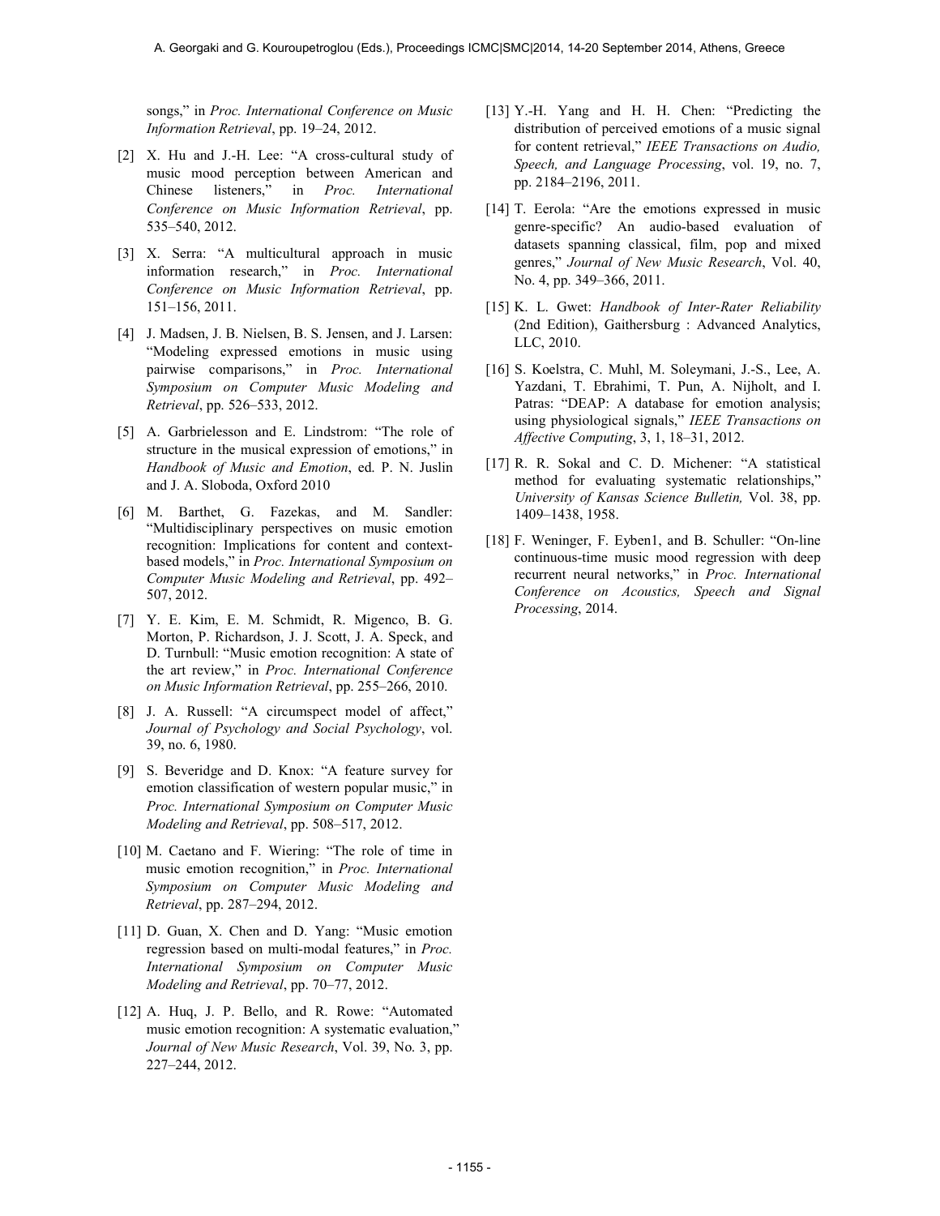songs," in *Proc. International Conference on Music Information Retrieval*, pp. 19–24, 2012.

[2] X. Hu and J.-H. Lee: "A cross-cultural study of music mood perception between American and Chinese listeners," in *Proc. International Conference on Music Information Retrieval*, pp. 535–540, 2012.

[3] X. Serra: "A multicultural approach in music information research," in *Proc. International Conference on Music Information Retrieval*, pp. 151–156, 2011.

[4] J. Madsen, J. B. Nielsen, B. S. Jensen, and J. Larsen: "Modeling expressed emotions in music using pairwise comparisons," in *Proc. International Symposium on Computer Music Modeling and Retrieval*, pp. 526–533, 2012.

[5] A. Garbrielesson and E. Lindstrom: "The role of structure in the musical expression of emotions," in *Handbook of Music and Emotion*, ed. P. N. Juslin and J. A. Sloboda, Oxford 2010

[6] M. Barthet, G. Fazekas, and M. Sandler: "Multidisciplinary perspectives on music emotion recognition: Implications for content and context-based models," in *Proc. International Symposium on Computer Music Modeling and Retrieval*, pp. 492–507, 2012.

[7] Y. E. Kim, E. M. Schmidt, R. Migenco, B. G. Morton, P. Richardson, J. J. Scott, J. A. Speck, and D. Turnbull: "Music emotion recognition: A state of the art review," in *Proc. International Conference on Music Information Retrieval*, pp. 255–266, 2010.

[8] J. A. Russell: "A circumspect model of affect," *Journal of Psychology and Social Psychology*, vol. 39, no. 6, 1980.

[9] S. Beveridge and D. Knox: "A feature survey for emotion classification of western popular music," in *Proc. International Symposium on Computer Music Modeling and Retrieval*, pp. 508–517, 2012.

[10] M. Caetano and F. Wiering: "The role of time in music emotion recognition," in *Proc. International Symposium on Computer Music Modeling and Retrieval*, pp. 287–294, 2012.

[11] D. Guan, X. Chen and D. Yang: "Music emotion regression based on multi-modal features," in *Proc. International Symposium on Computer Music Modeling and Retrieval*, pp. 70–77, 2012.

[12] A. Huq, J. P. Bello, and R. Rowe: "Automated music emotion recognition: A systematic evaluation," *Journal of New Music Research*, Vol. 39, No. 3, pp. 227–244, 2012.

[13] Y.-H. Yang and H. H. Chen: "Predicting the distribution of perceived emotions of a music signal for content retrieval," *IEEE Transactions on Audio, Speech, and Language Processing*, vol. 19, no. 7, pp. 2184–2196, 2011.

[14] T. Eerola: "Are the emotions expressed in music genre-specific? An audio-based evaluation of datasets spanning classical, film, pop and mixed genres," *Journal of New Music Research*, Vol. 40, No. 4, pp. 349–366, 2011.

[15] K. L. Gwet: *Handbook of Inter-Rater Reliability* (2nd Edition), Gaithersburg : Advanced Analytics, LLC, 2010.

[16] S. Koelstra, C. Muhl, M. Soleymani, J.-S., Lee, A. Yazdani, T. Ebrahimi, T. Pun, A. Nijholt, and I. Patras: "DEAP: A database for emotion analysis; using physiological signals," *IEEE Transactions on Affective Computing*, 3, 1, 18–31, 2012.

[17] R. R. Sokal and C. D. Michener: "A statistical method for evaluating systematic relationships," *University of Kansas Science Bulletin,* Vol. 38, pp. 1409–1438, 1958.

[18] F. Weninger, F. Eyben1, and B. Schuller: "On-line continuous-time music mood regression with deep recurrent neural networks," in *Proc. International Conference on Acoustics, Speech and Signal Processing*, 2014.